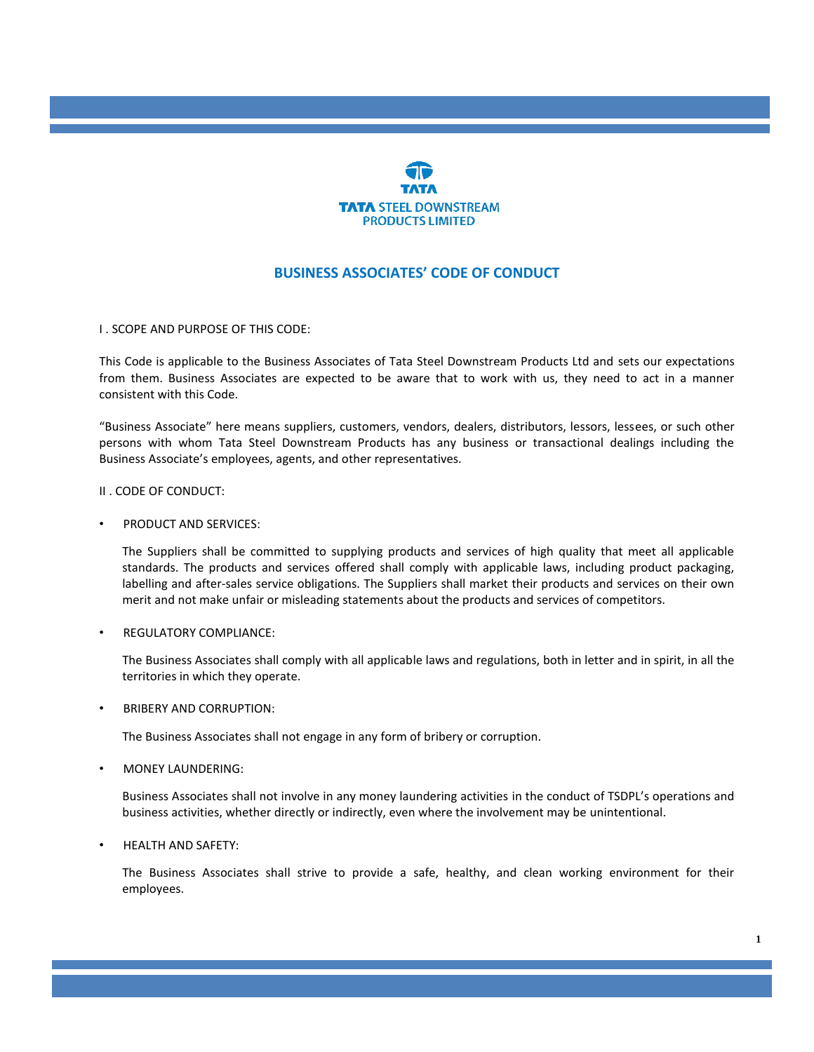TATA STEEL DOWNSTREAM PRODUCTS LIMITED

# BUSINESS ASSOCIATES' CODE OF CONDUCT

## I . SCOPE AND PURPOSE OF THIS CODE:

This Code is applicable to the Business Associates of Tata Steel Downstream Products Ltd and sets our expectations from them. Business Associates are expected to be aware that to work with us, they need to act in a manner consistent with this Code.

"Business Associate" here means suppliers, customers, vendors, dealers, distributors, lessors, lessees, or such other persons with whom Tata Steel Downstream Products has any business or transactional dealings including the Business Associate's employees, agents, and other representatives.

## II . CODE OF CONDUCT:

- PRODUCT AND SERVICES:

  The Suppliers shall be committed to supplying products and services of high quality that meet all applicable standards. The products and services offered shall comply with applicable laws, including product packaging, labelling and after-sales service obligations. The Suppliers shall market their products and services on their own merit and not make unfair or misleading statements about the products and services of competitors.

- REGULATORY COMPLIANCE:

  The Business Associates shall comply with all applicable laws and regulations, both in letter and in spirit, in all the territories in which they operate.

- BRIBERY AND CORRUPTION:

  The Business Associates shall not engage in any form of bribery or corruption.

- MONEY LAUNDERING:

  Business Associates shall not involve in any money laundering activities in the conduct of TSDPL's operations and business activities, whether directly or indirectly, even where the involvement may be unintentional.

- HEALTH AND SAFETY:

  The Business Associates shall strive to provide a safe, healthy, and clean working environment for their employees.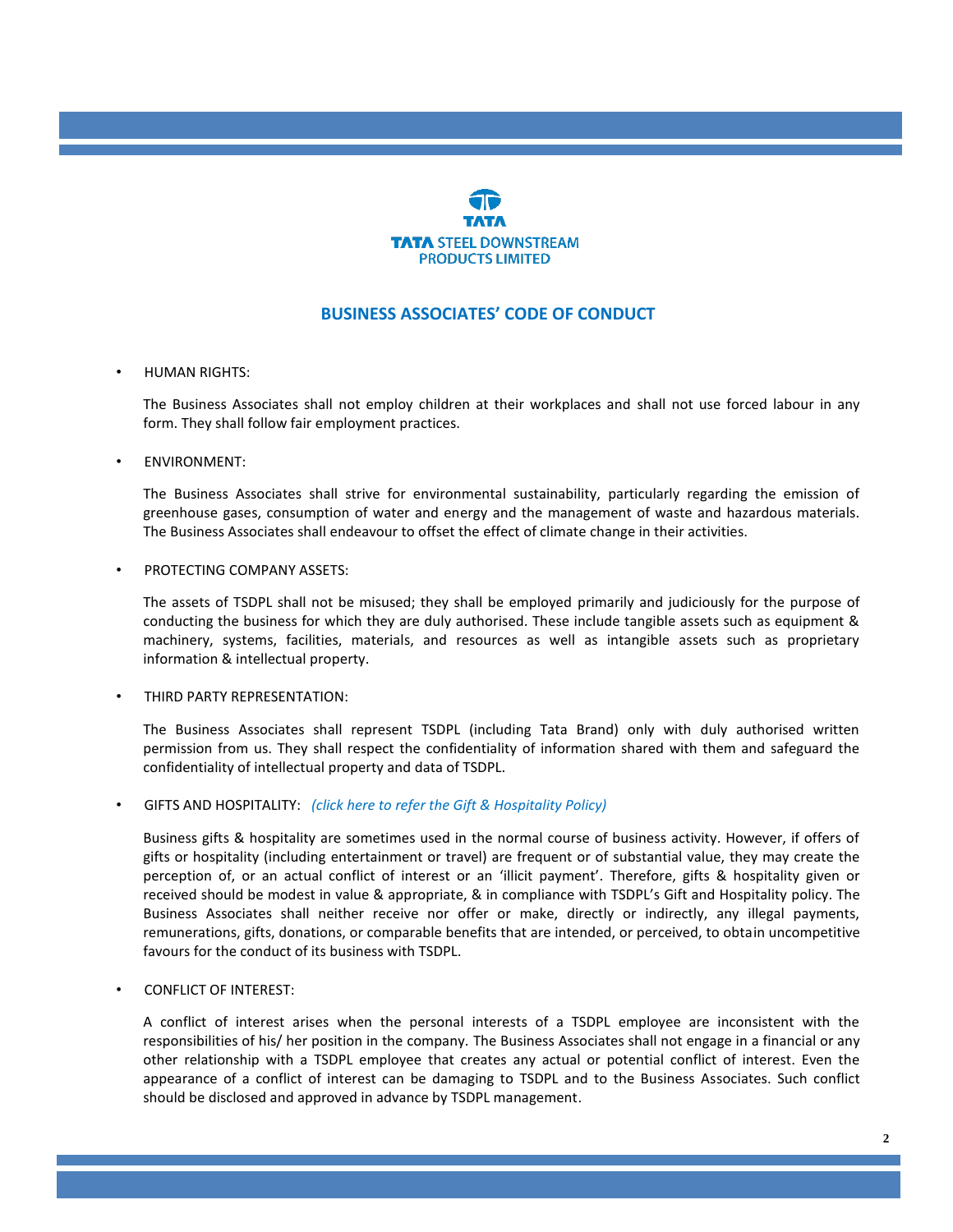TATA

TATA STEEL DOWNSTREAM PRODUCTS LIMITED

## BUSINESS ASSOCIATES' CODE OF CONDUCT

- HUMAN RIGHTS:

  The Business Associates shall not employ children at their workplaces and shall not use forced labour in any form. They shall follow fair employment practices.

- ENVIRONMENT:

  The Business Associates shall strive for environmental sustainability, particularly regarding the emission of greenhouse gases, consumption of water and energy and the management of waste and hazardous materials. The Business Associates shall endeavour to offset the effect of climate change in their activities.

- PROTECTING COMPANY ASSETS:

  The assets of TSDPL shall not be misused; they shall be employed primarily and judiciously for the purpose of conducting the business for which they are duly authorised. These include tangible assets such as equipment & machinery, systems, facilities, materials, and resources as well as intangible assets such as proprietary information & intellectual property.

- THIRD PARTY REPRESENTATION:

  The Business Associates shall represent TSDPL (including Tata Brand) only with duly authorised written permission from us. They shall respect the confidentiality of information shared with them and safeguard the confidentiality of intellectual property and data of TSDPL.

- GIFTS AND HOSPITALITY: *(click here to refer the Gift & Hospitality Policy)*

  Business gifts & hospitality are sometimes used in the normal course of business activity. However, if offers of gifts or hospitality (including entertainment or travel) are frequent or of substantial value, they may create the perception of, or an actual conflict of interest or an 'illicit payment'. Therefore, gifts & hospitality given or received should be modest in value & appropriate, & in compliance with TSDPL's Gift and Hospitality policy. The Business Associates shall neither receive nor offer or make, directly or indirectly, any illegal payments, remunerations, gifts, donations, or comparable benefits that are intended, or perceived, to obtain uncompetitive favours for the conduct of its business with TSDPL.

- CONFLICT OF INTEREST:

  A conflict of interest arises when the personal interests of a TSDPL employee are inconsistent with the responsibilities of his/ her position in the company. The Business Associates shall not engage in a financial or any other relationship with a TSDPL employee that creates any actual or potential conflict of interest. Even the appearance of a conflict of interest can be damaging to TSDPL and to the Business Associates. Such conflict should be disclosed and approved in advance by TSDPL management.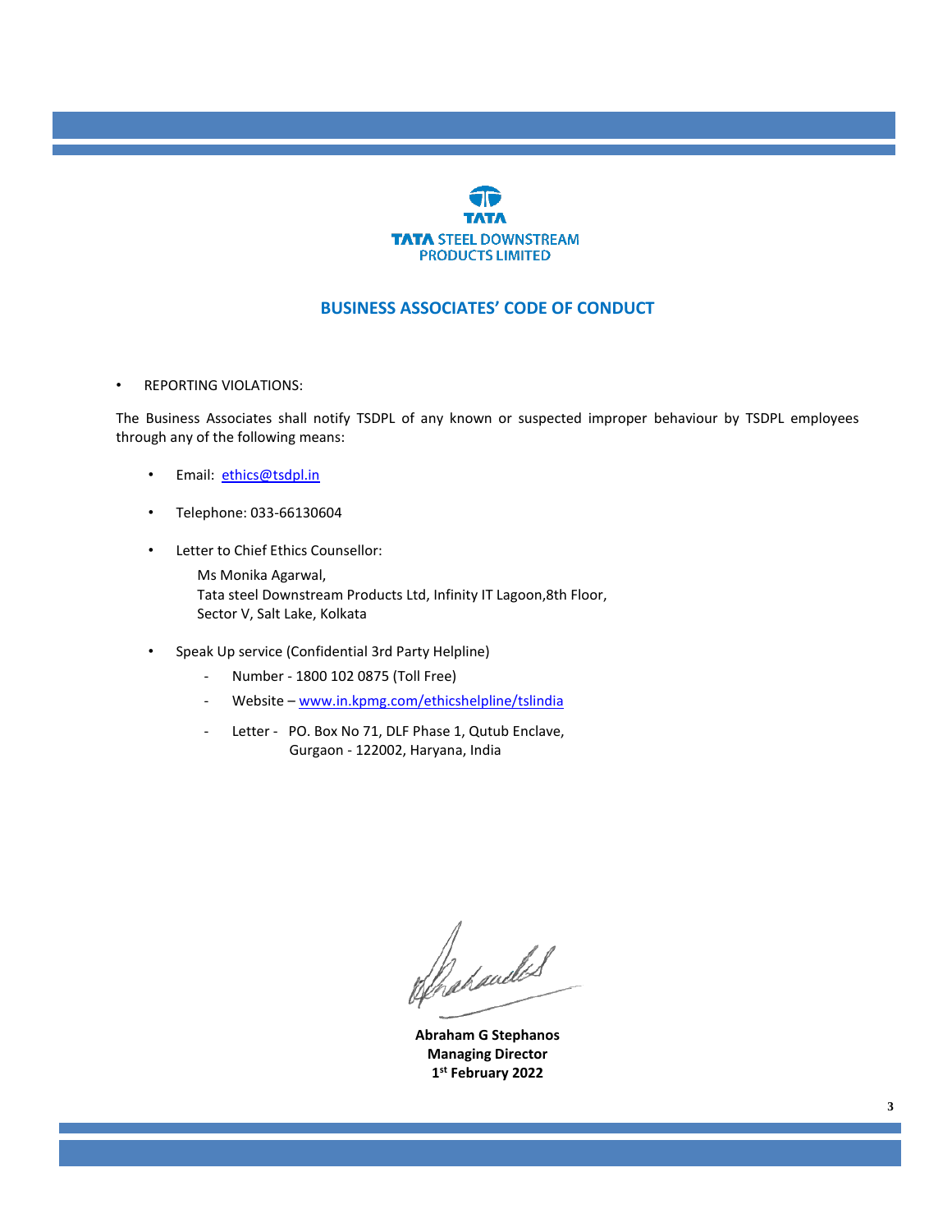TATA STEEL DOWNSTREAM PRODUCTS LIMITED

## BUSINESS ASSOCIATES' CODE OF CONDUCT

- REPORTING VIOLATIONS:

The Business Associates shall notify TSDPL of any known or suspected improper behaviour by TSDPL employees through any of the following means:

- Email: [ethics@tsdpl.in](mailto:ethics@tsdpl.in)
- Telephone: 033-66130604
- Letter to Chief Ethics Counsellor:

  Ms Monika Agarwal,
  Tata steel Downstream Products Ltd, Infinity IT Lagoon,8th Floor,
  Sector V, Salt Lake, Kolkata

- Speak Up service (Confidential 3rd Party Helpline)
  - Number - 1800 102 0875 (Toll Free)
  - Website – [www.in.kpmg.com/ethicshelpline/tslindia](http://www.in.kpmg.com/ethicshelpline/tslindia)
  - Letter - PO. Box No 71, DLF Phase 1, Qutub Enclave,
    Gurgaon - 122002, Haryana, India

**Abraham G Stephanos**
**Managing Director**
**1st February 2022**